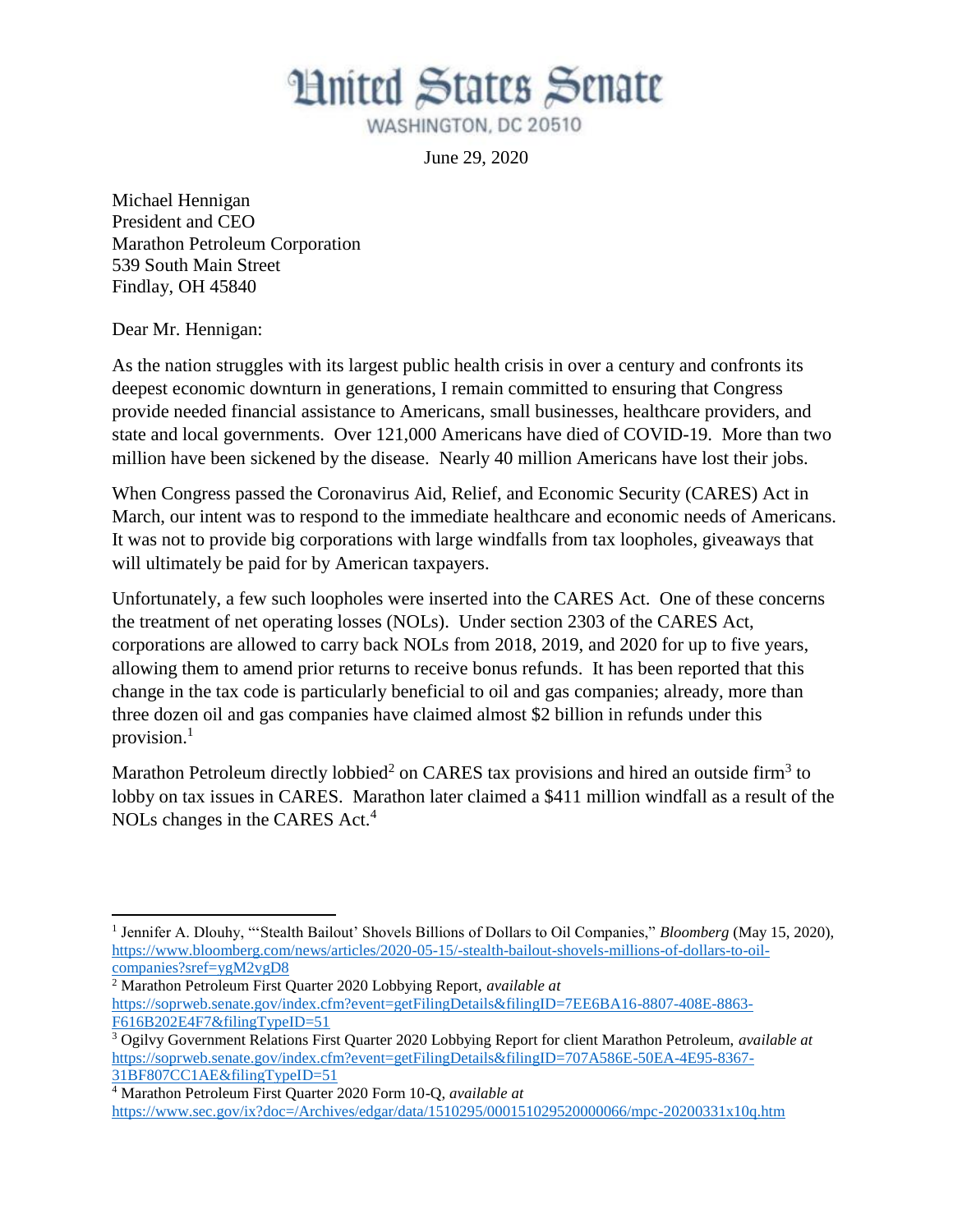# United States Senate

WASHINGTON, DC 20510

June 29, 2020

Michael Hennigan
President and CEO
Marathon Petroleum Corporation
539 South Main Street
Findlay, OH 45840

Dear Mr. Hennigan:

As the nation struggles with its largest public health crisis in over a century and confronts its deepest economic downturn in generations, I remain committed to ensuring that Congress provide needed financial assistance to Americans, small businesses, healthcare providers, and state and local governments. Over 121,000 Americans have died of COVID-19. More than two million have been sickened by the disease. Nearly 40 million Americans have lost their jobs.

When Congress passed the Coronavirus Aid, Relief, and Economic Security (CARES) Act in March, our intent was to respond to the immediate healthcare and economic needs of Americans. It was not to provide big corporations with large windfalls from tax loopholes, giveaways that will ultimately be paid for by American taxpayers.

Unfortunately, a few such loopholes were inserted into the CARES Act. One of these concerns the treatment of net operating losses (NOLs). Under section 2303 of the CARES Act, corporations are allowed to carry back NOLs from 2018, 2019, and 2020 for up to five years, allowing them to amend prior returns to receive bonus refunds. It has been reported that this change in the tax code is particularly beneficial to oil and gas companies; already, more than three dozen oil and gas companies have claimed almost $2 billion in refunds under this provision.[1]

Marathon Petroleum directly lobbied[2] on CARES tax provisions and hired an outside firm[3] to lobby on tax issues in CARES. Marathon later claimed a $411 million windfall as a result of the NOLs changes in the CARES Act.[4]

---

[1] Jennifer A. Dlouhy, "'Stealth Bailout' Shovels Billions of Dollars to Oil Companies," *Bloomberg* (May 15, 2020), https://www.bloomberg.com/news/articles/2020-05-15/-stealth-bailout-shovels-millions-of-dollars-to-oil-companies?sref=ygM2vgD8

[2] Marathon Petroleum First Quarter 2020 Lobbying Report, *available at* https://soprweb.senate.gov/index.cfm?event=getFilingDetails&filingID=7EE6BA16-8807-408E-8863-F616B202E4F7&filingTypeID=51

[3] Ogilvy Government Relations First Quarter 2020 Lobbying Report for client Marathon Petroleum, *available at* https://soprweb.senate.gov/index.cfm?event=getFilingDetails&filingID=707A586E-50EA-4E95-8367-31BF807CC1AE&filingTypeID=51

[4] Marathon Petroleum First Quarter 2020 Form 10-Q, *available at* https://www.sec.gov/ix?doc=/Archives/edgar/data/1510295/000151029520000066/mpc-20200331x10q.htm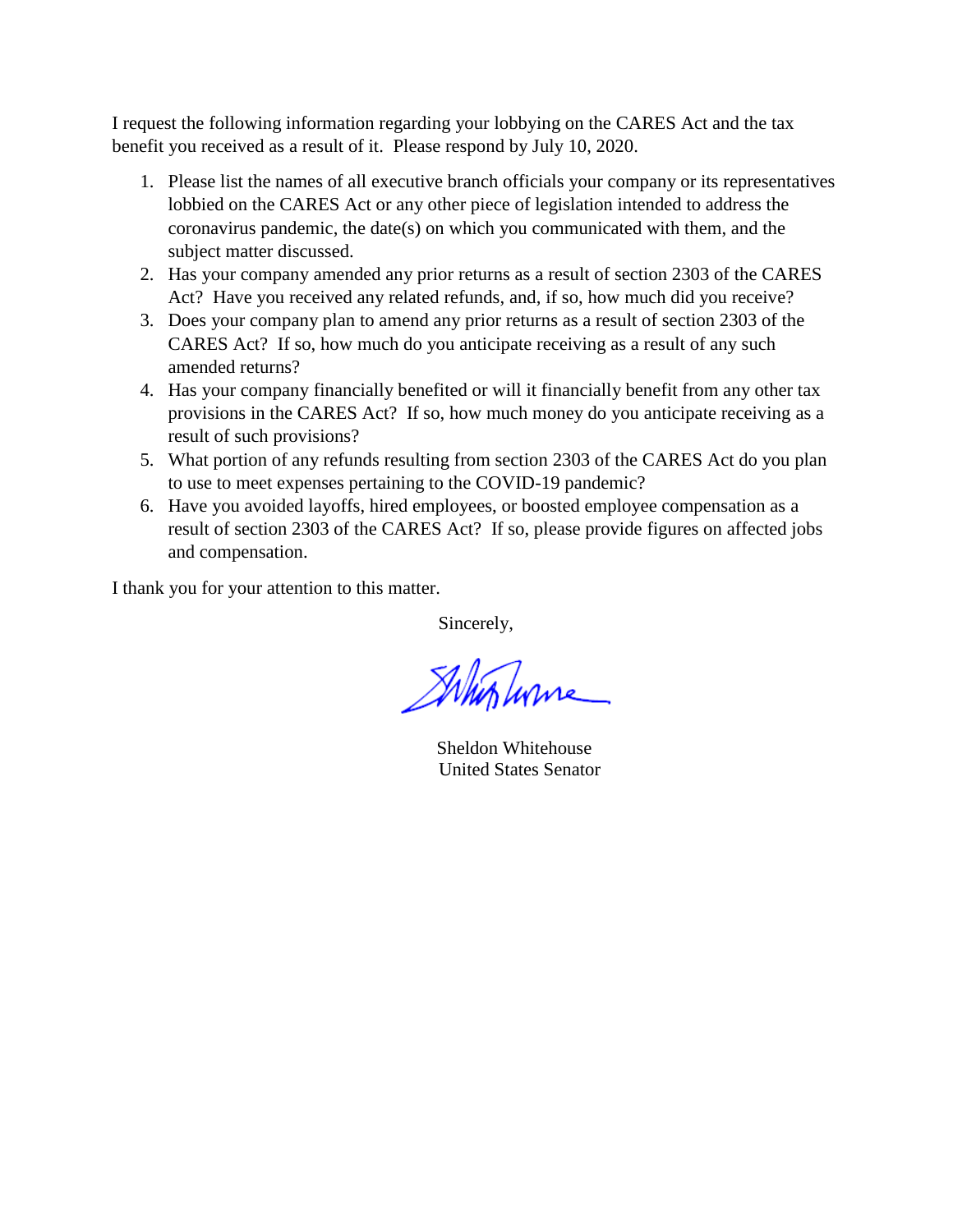I request the following information regarding your lobbying on the CARES Act and the tax benefit you received as a result of it. Please respond by July 10, 2020.

1. Please list the names of all executive branch officials your company or its representatives lobbied on the CARES Act or any other piece of legislation intended to address the coronavirus pandemic, the date(s) on which you communicated with them, and the subject matter discussed.
2. Has your company amended any prior returns as a result of section 2303 of the CARES Act? Have you received any related refunds, and, if so, how much did you receive?
3. Does your company plan to amend any prior returns as a result of section 2303 of the CARES Act? If so, how much do you anticipate receiving as a result of any such amended returns?
4. Has your company financially benefited or will it financially benefit from any other tax provisions in the CARES Act? If so, how much money do you anticipate receiving as a result of such provisions?
5. What portion of any refunds resulting from section 2303 of the CARES Act do you plan to use to meet expenses pertaining to the COVID-19 pandemic?
6. Have you avoided layoffs, hired employees, or boosted employee compensation as a result of section 2303 of the CARES Act? If so, please provide figures on affected jobs and compensation.

I thank you for your attention to this matter.

Sincerely,

Sheldon Whitehouse
United States Senator